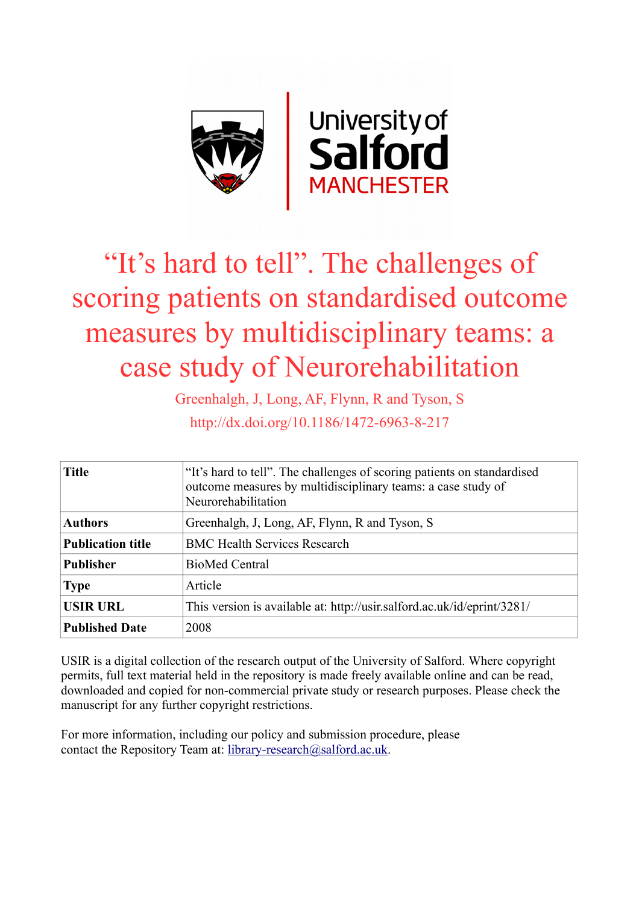# "It's hard to tell". The challenges of scoring patients on standardised outcome measures by multidisciplinary teams: a case study of Neurorehabilitation

Greenhalgh, J, Long, AF, Flynn, R and Tyson, S

http://dx.doi.org/10.1186/1472-6963-8-217

| | |
|---|---|
| **Title** | "It's hard to tell". The challenges of scoring patients on standardised outcome measures by multidisciplinary teams: a case study of Neurorehabilitation |
| **Authors** | Greenhalgh, J, Long, AF, Flynn, R and Tyson, S |
| **Publication title** | BMC Health Services Research |
| **Publisher** | BioMed Central |
| **Type** | Article |
| **USIR URL** | This version is available at: http://usir.salford.ac.uk/id/eprint/3281/ |
| **Published Date** | 2008 |

USIR is a digital collection of the research output of the University of Salford. Where copyright permits, full text material held in the repository is made freely available online and can be read, downloaded and copied for non-commercial private study or research purposes. Please check the manuscript for any further copyright restrictions.

For more information, including our policy and submission procedure, please contact the Repository Team at: library-research@salford.ac.uk.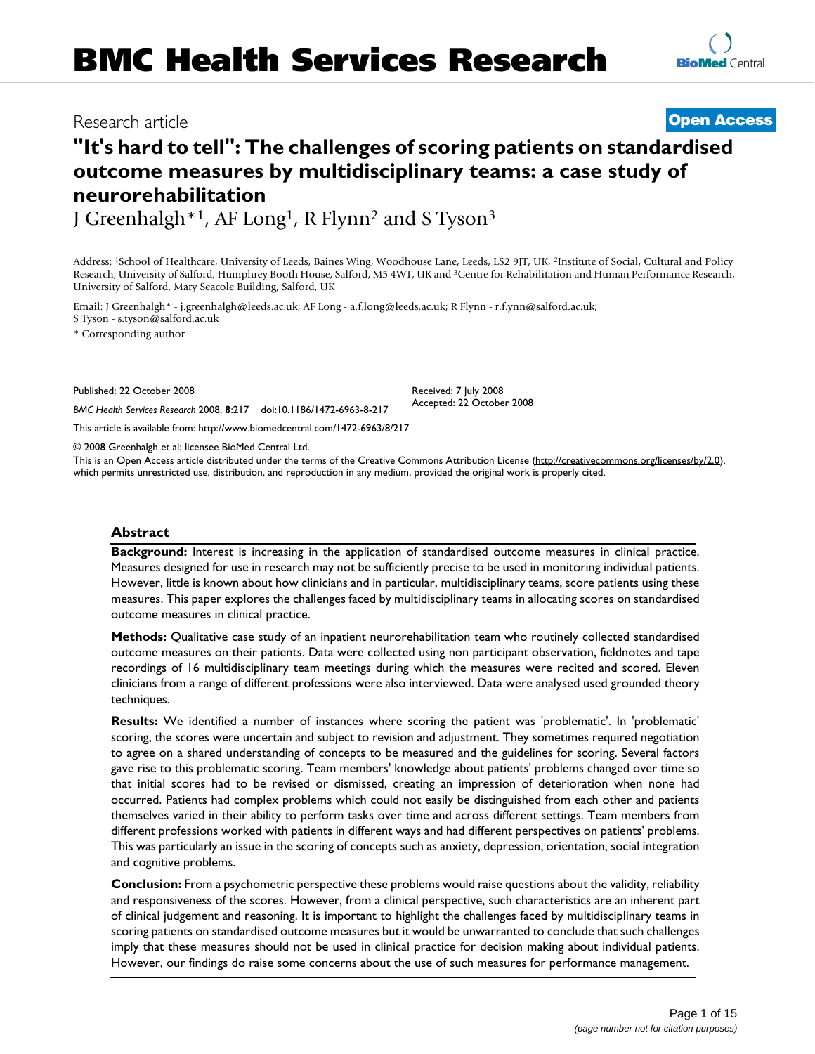# BMC Health Services Research

Research article

**Open Access**

# "It's hard to tell": The challenges of scoring patients on standardised outcome measures by multidisciplinary teams: a case study of neurorehabilitation

J Greenhalgh*[1], AF Long[1], R Flynn[2] and S Tyson[3]

Address: [1]School of Healthcare, University of Leeds, Baines Wing, Woodhouse Lane, Leeds, LS2 9JT, UK, [2]Institute of Social, Cultural and Policy Research, University of Salford, Humphrey Booth House, Salford, M5 4WT, UK and [3]Centre for Rehabilitation and Human Performance Research, University of Salford, Mary Seacole Building, Salford, UK

Email: J Greenhalgh* - j.greenhalgh@leeds.ac.uk; AF Long - a.f.long@leeds.ac.uk; R Flynn - r.f.ynn@salford.ac.uk; S Tyson - s.tyson@salford.ac.uk

\* Corresponding author

Published: 22 October 2008

*BMC Health Services Research* 2008, **8**:217 doi:10.1186/1472-6963-8-217

Received: 7 July 2008
Accepted: 22 October 2008

This article is available from: http://www.biomedcentral.com/1472-6963/8/217

© 2008 Greenhalgh et al; licensee BioMed Central Ltd.

This is an Open Access article distributed under the terms of the Creative Commons Attribution License (http://creativecommons.org/licenses/by/2.0), which permits unrestricted use, distribution, and reproduction in any medium, provided the original work is properly cited.

## Abstract

**Background:** Interest is increasing in the application of standardised outcome measures in clinical practice. Measures designed for use in research may not be sufficiently precise to be used in monitoring individual patients. However, little is known about how clinicians and in particular, multidisciplinary teams, score patients using these measures. This paper explores the challenges faced by multidisciplinary teams in allocating scores on standardised outcome measures in clinical practice.

**Methods:** Qualitative case study of an inpatient neurorehabilitation team who routinely collected standardised outcome measures on their patients. Data were collected using non participant observation, fieldnotes and tape recordings of 16 multidisciplinary team meetings during which the measures were recited and scored. Eleven clinicians from a range of different professions were also interviewed. Data were analysed used grounded theory techniques.

**Results:** We identified a number of instances where scoring the patient was 'problematic'. In 'problematic' scoring, the scores were uncertain and subject to revision and adjustment. They sometimes required negotiation to agree on a shared understanding of concepts to be measured and the guidelines for scoring. Several factors gave rise to this problematic scoring. Team members' knowledge about patients' problems changed over time so that initial scores had to be revised or dismissed, creating an impression of deterioration when none had occurred. Patients had complex problems which could not easily be distinguished from each other and patients themselves varied in their ability to perform tasks over time and across different settings. Team members from different professions worked with patients in different ways and had different perspectives on patients' problems. This was particularly an issue in the scoring of concepts such as anxiety, depression, orientation, social integration and cognitive problems.

**Conclusion:** From a psychometric perspective these problems would raise questions about the validity, reliability and responsiveness of the scores. However, from a clinical perspective, such characteristics are an inherent part of clinical judgement and reasoning. It is important to highlight the challenges faced by multidisciplinary teams in scoring patients on standardised outcome measures but it would be unwarranted to conclude that such challenges imply that these measures should not be used in clinical practice for decision making about individual patients. However, our findings do raise some concerns about the use of such measures for performance management.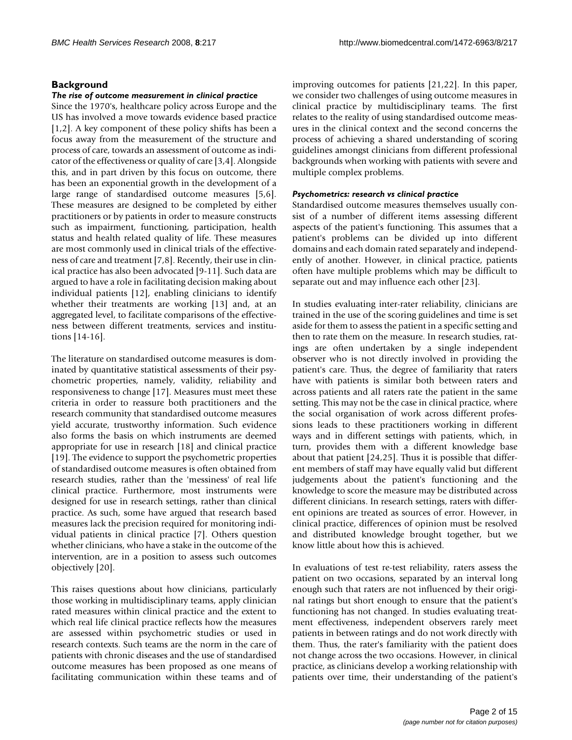## Background

### *The rise of outcome measurement in clinical practice*

Since the 1970's, healthcare policy across Europe and the US has involved a move towards evidence based practice [1,2]. A key component of these policy shifts has been a focus away from the measurement of the structure and process of care, towards an assessment of outcome as indicator of the effectiveness or quality of care [3,4]. Alongside this, and in part driven by this focus on outcome, there has been an exponential growth in the development of a large range of standardised outcome measures [5,6]. These measures are designed to be completed by either practitioners or by patients in order to measure constructs such as impairment, functioning, participation, health status and health related quality of life. These measures are most commonly used in clinical trials of the effectiveness of care and treatment [7,8]. Recently, their use in clinical practice has also been advocated [9-11]. Such data are argued to have a role in facilitating decision making about individual patients [12], enabling clinicians to identify whether their treatments are working [13] and, at an aggregated level, to facilitate comparisons of the effectiveness between different treatments, services and institutions [14-16].

The literature on standardised outcome measures is dominated by quantitative statistical assessments of their psychometric properties, namely, validity, reliability and responsiveness to change [17]. Measures must meet these criteria in order to reassure both practitioners and the research community that standardised outcome measures yield accurate, trustworthy information. Such evidence also forms the basis on which instruments are deemed appropriate for use in research [18] and clinical practice [19]. The evidence to support the psychometric properties of standardised outcome measures is often obtained from research studies, rather than the 'messiness' of real life clinical practice. Furthermore, most instruments were designed for use in research settings, rather than clinical practice. As such, some have argued that research based measures lack the precision required for monitoring individual patients in clinical practice [7]. Others question whether clinicians, who have a stake in the outcome of the intervention, are in a position to assess such outcomes objectively [20].

This raises questions about how clinicians, particularly those working in multidisciplinary teams, apply clinician rated measures within clinical practice and the extent to which real life clinical practice reflects how the measures are assessed within psychometric studies or used in research contexts. Such teams are the norm in the care of patients with chronic diseases and the use of standardised outcome measures has been proposed as one means of facilitating communication within these teams and of improving outcomes for patients [21,22]. In this paper, we consider two challenges of using outcome measures in clinical practice by multidisciplinary teams. The first relates to the reality of using standardised outcome measures in the clinical context and the second concerns the process of achieving a shared understanding of scoring guidelines amongst clinicians from different professional backgrounds when working with patients with severe and multiple complex problems.

### *Psychometrics: research vs clinical practice*

Standardised outcome measures themselves usually consist of a number of different items assessing different aspects of the patient's functioning. This assumes that a patient's problems can be divided up into different domains and each domain rated separately and independently of another. However, in clinical practice, patients often have multiple problems which may be difficult to separate out and may influence each other [23].

In studies evaluating inter-rater reliability, clinicians are trained in the use of the scoring guidelines and time is set aside for them to assess the patient in a specific setting and then to rate them on the measure. In research studies, ratings are often undertaken by a single independent observer who is not directly involved in providing the patient's care. Thus, the degree of familiarity that raters have with patients is similar both between raters and across patients and all raters rate the patient in the same setting. This may not be the case in clinical practice, where the social organisation of work across different professions leads to these practitioners working in different ways and in different settings with patients, which, in turn, provides them with a different knowledge base about that patient [24,25]. Thus it is possible that different members of staff may have equally valid but different judgements about the patient's functioning and the knowledge to score the measure may be distributed across different clinicians. In research settings, raters with different opinions are treated as sources of error. However, in clinical practice, differences of opinion must be resolved and distributed knowledge brought together, but we know little about how this is achieved.

In evaluations of test re-test reliability, raters assess the patient on two occasions, separated by an interval long enough such that raters are not influenced by their original ratings but short enough to ensure that the patient's functioning has not changed. In studies evaluating treatment effectiveness, independent observers rarely meet patients in between ratings and do not work directly with them. Thus, the rater's familiarity with the patient does not change across the two occasions. However, in clinical practice, as clinicians develop a working relationship with patients over time, their understanding of the patient's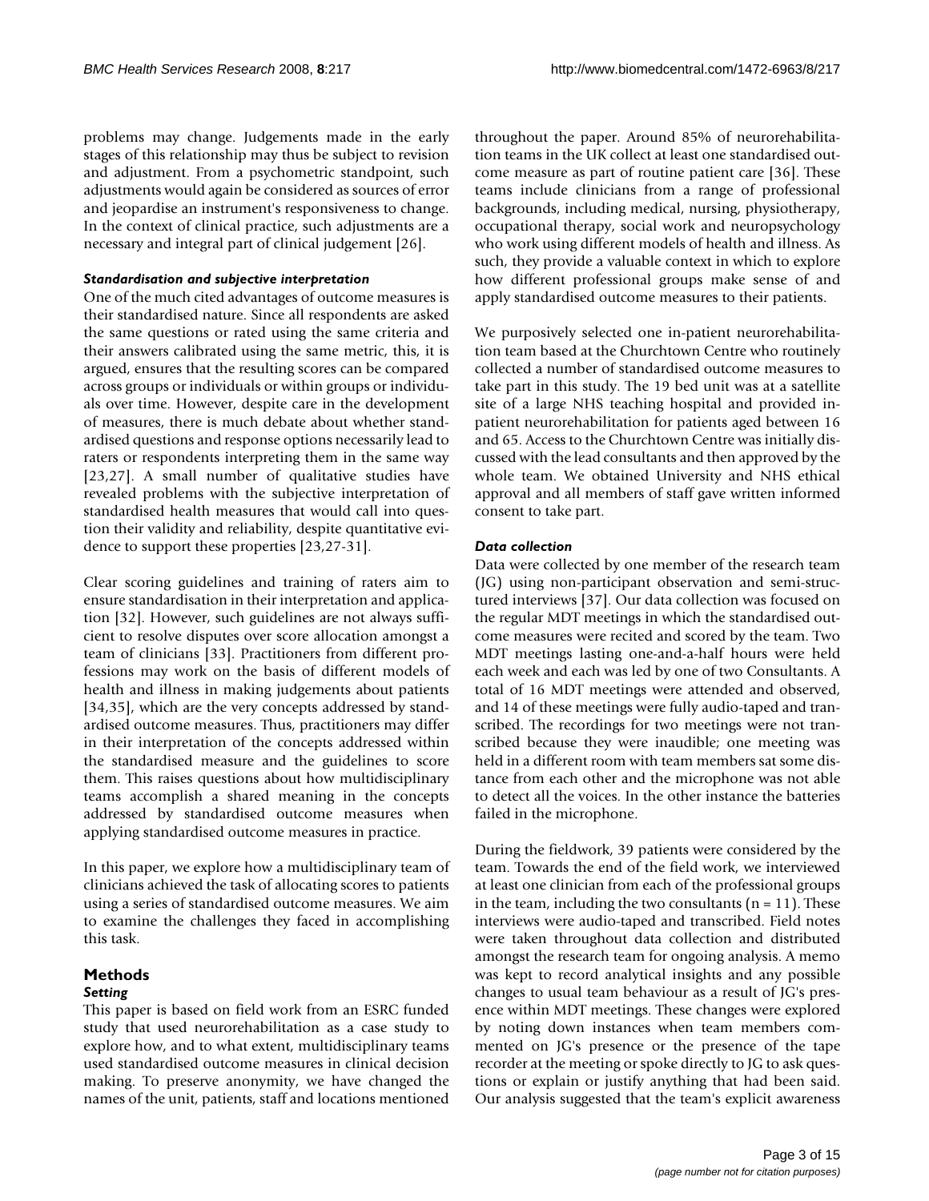problems may change. Judgements made in the early stages of this relationship may thus be subject to revision and adjustment. From a psychometric standpoint, such adjustments would again be considered as sources of error and jeopardise an instrument's responsiveness to change. In the context of clinical practice, such adjustments are a necessary and integral part of clinical judgement [26].

### *Standardisation and subjective interpretation*

One of the much cited advantages of outcome measures is their standardised nature. Since all respondents are asked the same questions or rated using the same criteria and their answers calibrated using the same metric, this, it is argued, ensures that the resulting scores can be compared across groups or individuals or within groups or individuals over time. However, despite care in the development of measures, there is much debate about whether standardised questions and response options necessarily lead to raters or respondents interpreting them in the same way [23,27]. A small number of qualitative studies have revealed problems with the subjective interpretation of standardised health measures that would call into question their validity and reliability, despite quantitative evidence to support these properties [23,27-31].

Clear scoring guidelines and training of raters aim to ensure standardisation in their interpretation and application [32]. However, such guidelines are not always sufficient to resolve disputes over score allocation amongst a team of clinicians [33]. Practitioners from different professions may work on the basis of different models of health and illness in making judgements about patients [34,35], which are the very concepts addressed by standardised outcome measures. Thus, practitioners may differ in their interpretation of the concepts addressed within the standardised measure and the guidelines to score them. This raises questions about how multidisciplinary teams accomplish a shared meaning in the concepts addressed by standardised outcome measures when applying standardised outcome measures in practice.

In this paper, we explore how a multidisciplinary team of clinicians achieved the task of allocating scores to patients using a series of standardised outcome measures. We aim to examine the challenges they faced in accomplishing this task.

## Methods

### *Setting*

This paper is based on field work from an ESRC funded study that used neurorehabilitation as a case study to explore how, and to what extent, multidisciplinary teams used standardised outcome measures in clinical decision making. To preserve anonymity, we have changed the names of the unit, patients, staff and locations mentioned throughout the paper. Around 85% of neurorehabilitation teams in the UK collect at least one standardised outcome measure as part of routine patient care [36]. These teams include clinicians from a range of professional backgrounds, including medical, nursing, physiotherapy, occupational therapy, social work and neuropsychology who work using different models of health and illness. As such, they provide a valuable context in which to explore how different professional groups make sense of and apply standardised outcome measures to their patients.

We purposively selected one in-patient neurorehabilitation team based at the Churchtown Centre who routinely collected a number of standardised outcome measures to take part in this study. The 19 bed unit was at a satellite site of a large NHS teaching hospital and provided in-patient neurorehabilitation for patients aged between 16 and 65. Access to the Churchtown Centre was initially discussed with the lead consultants and then approved by the whole team. We obtained University and NHS ethical approval and all members of staff gave written informed consent to take part.

### *Data collection*

Data were collected by one member of the research team (JG) using non-participant observation and semi-structured interviews [37]. Our data collection was focused on the regular MDT meetings in which the standardised outcome measures were recited and scored by the team. Two MDT meetings lasting one-and-a-half hours were held each week and each was led by one of two Consultants. A total of 16 MDT meetings were attended and observed, and 14 of these meetings were fully audio-taped and transcribed. The recordings for two meetings were not transcribed because they were inaudible; one meeting was held in a different room with team members sat some distance from each other and the microphone was not able to detect all the voices. In the other instance the batteries failed in the microphone.

During the fieldwork, 39 patients were considered by the team. Towards the end of the field work, we interviewed at least one clinician from each of the professional groups in the team, including the two consultants (n = 11). These interviews were audio-taped and transcribed. Field notes were taken throughout data collection and distributed amongst the research team for ongoing analysis. A memo was kept to record analytical insights and any possible changes to usual team behaviour as a result of JG's presence within MDT meetings. These changes were explored by noting down instances when team members commented on JG's presence or the presence of the tape recorder at the meeting or spoke directly to JG to ask questions or explain or justify anything that had been said. Our analysis suggested that the team's explicit awareness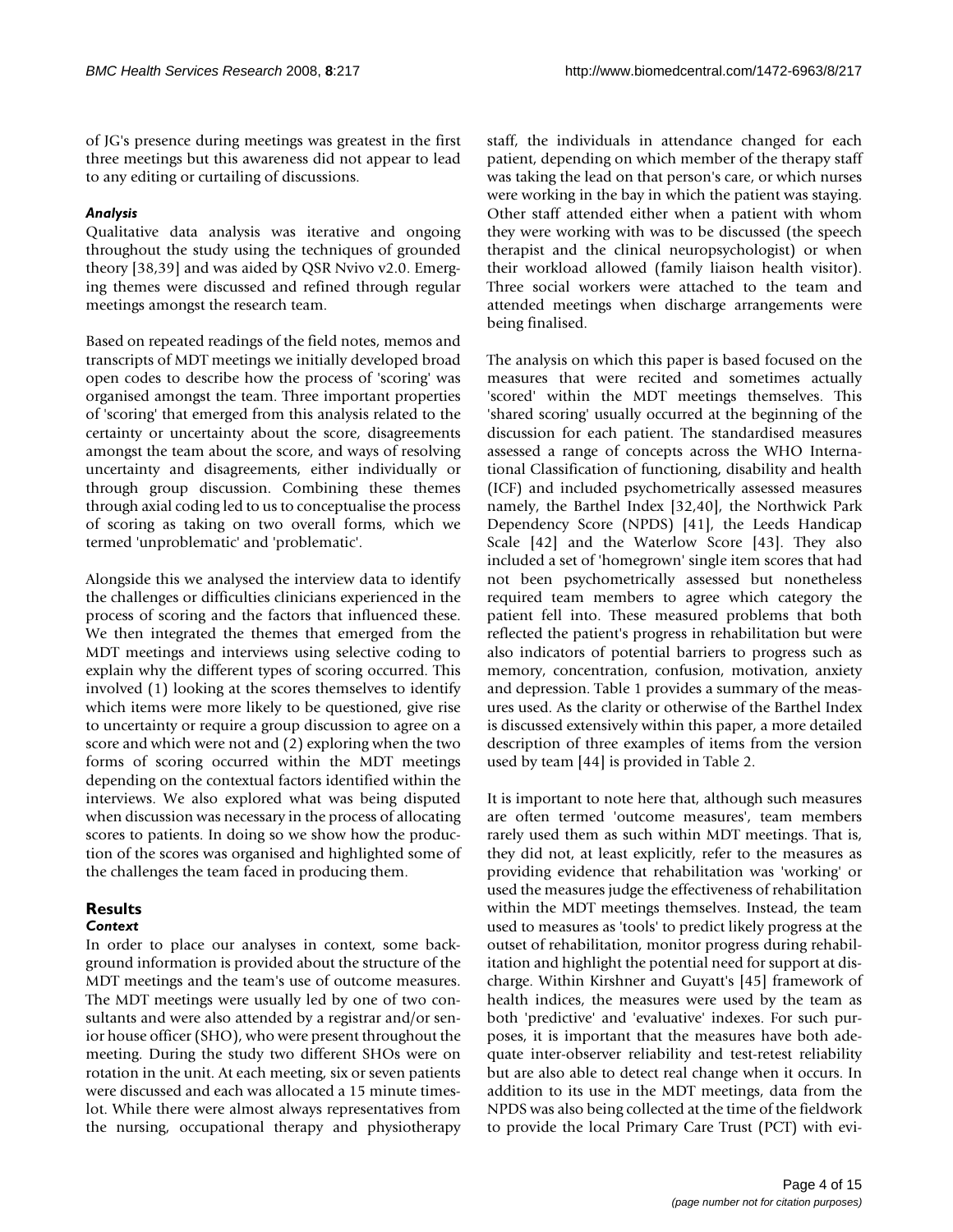of JG's presence during meetings was greatest in the first three meetings but this awareness did not appear to lead to any editing or curtailing of discussions.

### *Analysis*

Qualitative data analysis was iterative and ongoing throughout the study using the techniques of grounded theory [38,39] and was aided by QSR Nvivo v2.0. Emerging themes were discussed and refined through regular meetings amongst the research team.

Based on repeated readings of the field notes, memos and transcripts of MDT meetings we initially developed broad open codes to describe how the process of 'scoring' was organised amongst the team. Three important properties of 'scoring' that emerged from this analysis related to the certainty or uncertainty about the score, disagreements amongst the team about the score, and ways of resolving uncertainty and disagreements, either individually or through group discussion. Combining these themes through axial coding led to us to conceptualise the process of scoring as taking on two overall forms, which we termed 'unproblematic' and 'problematic'.

Alongside this we analysed the interview data to identify the challenges or difficulties clinicians experienced in the process of scoring and the factors that influenced these. We then integrated the themes that emerged from the MDT meetings and interviews using selective coding to explain why the different types of scoring occurred. This involved (1) looking at the scores themselves to identify which items were more likely to be questioned, give rise to uncertainty or require a group discussion to agree on a score and which were not and (2) exploring when the two forms of scoring occurred within the MDT meetings depending on the contextual factors identified within the interviews. We also explored what was being disputed when discussion was necessary in the process of allocating scores to patients. In doing so we show how the production of the scores was organised and highlighted some of the challenges the team faced in producing them.

## Results

### *Context*

In order to place our analyses in context, some background information is provided about the structure of the MDT meetings and the team's use of outcome measures. The MDT meetings were usually led by one of two consultants and were also attended by a registrar and/or senior house officer (SHO), who were present throughout the meeting. During the study two different SHOs were on rotation in the unit. At each meeting, six or seven patients were discussed and each was allocated a 15 minute timeslot. While there were almost always representatives from the nursing, occupational therapy and physiotherapy staff, the individuals in attendance changed for each patient, depending on which member of the therapy staff was taking the lead on that person's care, or which nurses were working in the bay in which the patient was staying. Other staff attended either when a patient with whom they were working with was to be discussed (the speech therapist and the clinical neuropsychologist) or when their workload allowed (family liaison health visitor). Three social workers were attached to the team and attended meetings when discharge arrangements were being finalised.

The analysis on which this paper is based focused on the measures that were recited and sometimes actually 'scored' within the MDT meetings themselves. This 'shared scoring' usually occurred at the beginning of the discussion for each patient. The standardised measures assessed a range of concepts across the WHO International Classification of functioning, disability and health (ICF) and included psychometrically assessed measures namely, the Barthel Index [32,40], the Northwick Park Dependency Score (NPDS) [41], the Leeds Handicap Scale [42] and the Waterlow Score [43]. They also included a set of 'homegrown' single item scores that had not been psychometrically assessed but nonetheless required team members to agree which category the patient fell into. These measured problems that both reflected the patient's progress in rehabilitation but were also indicators of potential barriers to progress such as memory, concentration, confusion, motivation, anxiety and depression. Table 1 provides a summary of the measures used. As the clarity or otherwise of the Barthel Index is discussed extensively within this paper, a more detailed description of three examples of items from the version used by team [44] is provided in Table 2.

It is important to note here that, although such measures are often termed 'outcome measures', team members rarely used them as such within MDT meetings. That is, they did not, at least explicitly, refer to the measures as providing evidence that rehabilitation was 'working' or used the measures judge the effectiveness of rehabilitation within the MDT meetings themselves. Instead, the team used to measures as 'tools' to predict likely progress at the outset of rehabilitation, monitor progress during rehabilitation and highlight the potential need for support at discharge. Within Kirshner and Guyatt's [45] framework of health indices, the measures were used by the team as both 'predictive' and 'evaluative' indexes. For such purposes, it is important that the measures have both adequate inter-observer reliability and test-retest reliability but are also able to detect real change when it occurs. In addition to its use in the MDT meetings, data from the NPDS was also being collected at the time of the fieldwork to provide the local Primary Care Trust (PCT) with evi-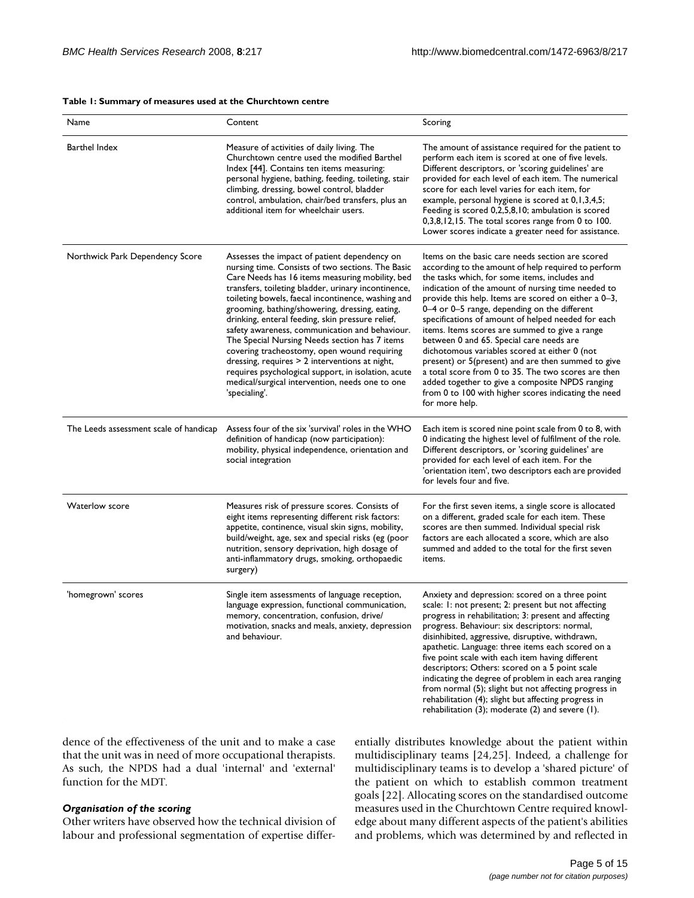**Table 1: Summary of measures used at the Churchtown centre**

| Name | Content | Scoring |
| --- | --- | --- |
| Barthel Index | Measure of activities of daily living. The Churchtown centre used the modified Barthel Index [44]. Contains ten items measuring: personal hygiene, bathing, feeding, toileting, stair climbing, dressing, bowel control, bladder control, ambulation, chair/bed transfers, plus an additional item for wheelchair users. | The amount of assistance required for the patient to perform each item is scored at one of five levels. Different descriptors, or 'scoring guidelines' are provided for each level of each item. The numerical score for each level varies for each item, for example, personal hygiene is scored at 0,1,3,4,5; Feeding is scored 0,2,5,8,10; ambulation is scored 0,3,8,12,15. The total scores range from 0 to 100. Lower scores indicate a greater need for assistance. |
| Northwick Park Dependency Score | Assesses the impact of patient dependency on nursing time. Consists of two sections. The Basic Care Needs has 16 items measuring mobility, bed transfers, toileting bladder, urinary incontinence, toileting bowels, faecal incontinence, washing and grooming, bathing/showering, dressing, eating, drinking, enteral feeding, skin pressure relief, safety awareness, communication and behaviour. The Special Nursing Needs section has 7 items covering tracheostomy, open wound requiring dressing, requires > 2 interventions at night, requires psychological support, in isolation, acute medical/surgical intervention, needs one to one 'specialing'. | Items on the basic care needs section are scored according to the amount of help required to perform the tasks which, for some items, includes and indication of the amount of nursing time needed to provide this help. Items are scored on either a 0–3, 0–4 or 0–5 range, depending on the different specifications of amount of helped needed for each items. Items scores are summed to give a range between 0 and 65. Special care needs are dichotomous variables scored at either 0 (not present) or 5(present) and are then summed to give a total score from 0 to 35. The two scores are then added together to give a composite NPDS ranging from 0 to 100 with higher scores indicating the need for more help. |
| The Leeds assessment scale of handicap | Assess four of the six 'survival' roles in the WHO definition of handicap (now participation): mobility, physical independence, orientation and social integration | Each item is scored nine point scale from 0 to 8, with 0 indicating the highest level of fulfilment of the role. Different descriptors, or 'scoring guidelines' are provided for each level of each item. For the 'orientation item', two descriptors each are provided for levels four and five. |
| Waterlow score | Measures risk of pressure scores. Consists of eight items representing different risk factors: appetite, continence, visual skin signs, mobility, build/weight, age, sex and special risks (eg (poor nutrition, sensory deprivation, high dosage of anti-inflammatory drugs, smoking, orthopaedic surgery) | For the first seven items, a single score is allocated on a different, graded scale for each item. These scores are then summed. Individual special risk factors are each allocated a score, which are also summed and added to the total for the first seven items. |
| 'homegrown' scores | Single item assessments of language reception, language expression, functional communication, memory, concentration, confusion, drive/ motivation, snacks and meals, anxiety, depression and behaviour. | Anxiety and depression: scored on a three point scale: 1: not present; 2: present but not affecting progress in rehabilitation; 3: present and affecting progress. Behaviour: six descriptors: normal, disinhibited, aggressive, disruptive, withdrawn, apathetic. Language: three items each scored on a five point scale with each item having different descriptors; Others: scored on a 5 point scale indicating the degree of problem in each area ranging from normal (5); slight but not affecting progress in rehabilitation (4); slight but affecting progress in rehabilitation (3); moderate (2) and severe (1). |

dence of the effectiveness of the unit and to make a case that the unit was in need of more occupational therapists. As such, the NPDS had a dual 'internal' and 'external' function for the MDT.

### *Organisation of the scoring*

Other writers have observed how the technical division of labour and professional segmentation of expertise differentially distributes knowledge about the patient within multidisciplinary teams [24,25]. Indeed, a challenge for multidisciplinary teams is to develop a 'shared picture' of the patient on which to establish common treatment goals [22]. Allocating scores on the standardised outcome measures used in the Churchtown Centre required knowledge about many different aspects of the patient's abilities and problems, which was determined by and reflected in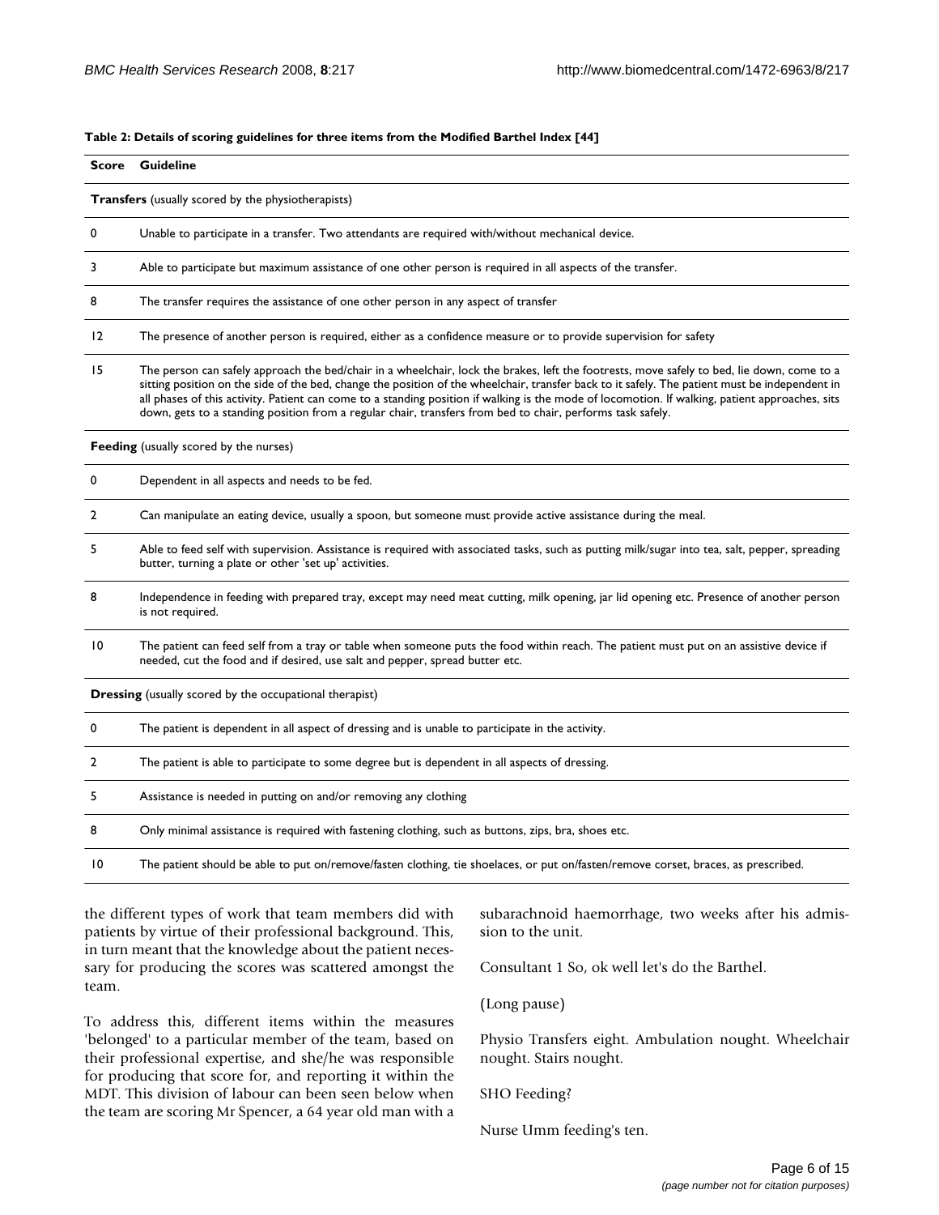**Table 2: Details of scoring guidelines for three items from the Modified Barthel Index [44]**

| Score | Guideline |
| --- | --- |
| **Transfers** (usually scored by the physiotherapists) | |
| 0 | Unable to participate in a transfer. Two attendants are required with/without mechanical device. |
| 3 | Able to participate but maximum assistance of one other person is required in all aspects of the transfer. |
| 8 | The transfer requires the assistance of one other person in any aspect of transfer |
| 12 | The presence of another person is required, either as a confidence measure or to provide supervision for safety |
| 15 | The person can safely approach the bed/chair in a wheelchair, lock the brakes, left the footrests, move safely to bed, lie down, come to a sitting position on the side of the bed, change the position of the wheelchair, transfer back to it safely. The patient must be independent in all phases of this activity. Patient can come to a standing position if walking is the mode of locomotion. If walking, patient approaches, sits down, gets to a standing position from a regular chair, transfers from bed to chair, performs task safely. |
| **Feeding** (usually scored by the nurses) | |
| 0 | Dependent in all aspects and needs to be fed. |
| 2 | Can manipulate an eating device, usually a spoon, but someone must provide active assistance during the meal. |
| 5 | Able to feed self with supervision. Assistance is required with associated tasks, such as putting milk/sugar into tea, salt, pepper, spreading butter, turning a plate or other 'set up' activities. |
| 8 | Independence in feeding with prepared tray, except may need meat cutting, milk opening, jar lid opening etc. Presence of another person is not required. |
| 10 | The patient can feed self from a tray or table when someone puts the food within reach. The patient must put on an assistive device if needed, cut the food and if desired, use salt and pepper, spread butter etc. |
| **Dressing** (usually scored by the occupational therapist) | |
| 0 | The patient is dependent in all aspect of dressing and is unable to participate in the activity. |
| 2 | The patient is able to participate to some degree but is dependent in all aspects of dressing. |
| 5 | Assistance is needed in putting on and/or removing any clothing |
| 8 | Only minimal assistance is required with fastening clothing, such as buttons, zips, bra, shoes etc. |
| 10 | The patient should be able to put on/remove/fasten clothing, tie shoelaces, or put on/fasten/remove corset, braces, as prescribed. |

the different types of work that team members did with patients by virtue of their professional background. This, in turn meant that the knowledge about the patient necessary for producing the scores was scattered amongst the team.

To address this, different items within the measures 'belonged' to a particular member of the team, based on their professional expertise, and she/he was responsible for producing that score for, and reporting it within the MDT. This division of labour can been seen below when the team are scoring Mr Spencer, a 64 year old man with a subarachnoid haemorrhage, two weeks after his admission to the unit.

Consultant 1 So, ok well let's do the Barthel.

(Long pause)

Physio Transfers eight. Ambulation nought. Wheelchair nought. Stairs nought.

SHO Feeding?

Nurse Umm feeding's ten.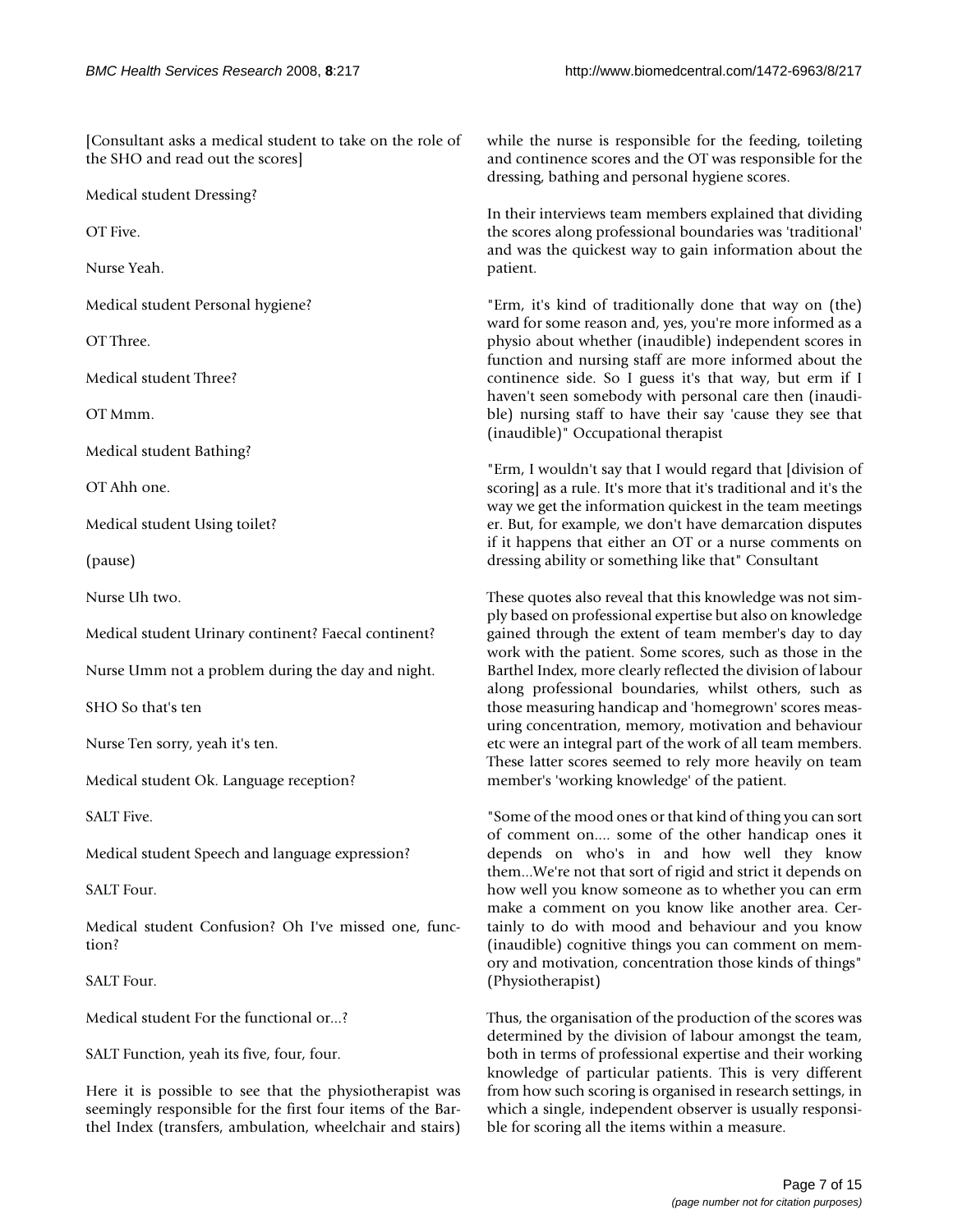[Consultant asks a medical student to take on the role of the SHO and read out the scores]

Medical student Dressing?

OT Five.

Nurse Yeah.

Medical student Personal hygiene?

OT Three.

Medical student Three?

OT Mmm.

Medical student Bathing?

OT Ahh one.

Medical student Using toilet?

(pause)

Nurse Uh two.

Medical student Urinary continent? Faecal continent?

Nurse Umm not a problem during the day and night.

SHO So that's ten

Nurse Ten sorry, yeah it's ten.

Medical student Ok. Language reception?

SALT Five.

Medical student Speech and language expression?

SALT Four.

Medical student Confusion? Oh I've missed one, function?

SALT Four.

Medical student For the functional or...?

SALT Function, yeah its five, four, four.

Here it is possible to see that the physiotherapist was seemingly responsible for the first four items of the Barthel Index (transfers, ambulation, wheelchair and stairs) while the nurse is responsible for the feeding, toileting and continence scores and the OT was responsible for the dressing, bathing and personal hygiene scores.

In their interviews team members explained that dividing the scores along professional boundaries was 'traditional' and was the quickest way to gain information about the patient.

"Erm, it's kind of traditionally done that way on (the) ward for some reason and, yes, you're more informed as a physio about whether (inaudible) independent scores in function and nursing staff are more informed about the continence side. So I guess it's that way, but erm if I haven't seen somebody with personal care then (inaudible) nursing staff to have their say 'cause they see that (inaudible)" Occupational therapist

"Erm, I wouldn't say that I would regard that [division of scoring] as a rule. It's more that it's traditional and it's the way we get the information quickest in the team meetings er. But, for example, we don't have demarcation disputes if it happens that either an OT or a nurse comments on dressing ability or something like that" Consultant

These quotes also reveal that this knowledge was not simply based on professional expertise but also on knowledge gained through the extent of team member's day to day work with the patient. Some scores, such as those in the Barthel Index, more clearly reflected the division of labour along professional boundaries, whilst others, such as those measuring handicap and 'homegrown' scores measuring concentration, memory, motivation and behaviour etc were an integral part of the work of all team members. These latter scores seemed to rely more heavily on team member's 'working knowledge' of the patient.

"Some of the mood ones or that kind of thing you can sort of comment on.... some of the other handicap ones it depends on who's in and how well they know them...We're not that sort of rigid and strict it depends on how well you know someone as to whether you can erm make a comment on you know like another area. Certainly to do with mood and behaviour and you know (inaudible) cognitive things you can comment on memory and motivation, concentration those kinds of things" (Physiotherapist)

Thus, the organisation of the production of the scores was determined by the division of labour amongst the team, both in terms of professional expertise and their working knowledge of particular patients. This is very different from how such scoring is organised in research settings, in which a single, independent observer is usually responsible for scoring all the items within a measure.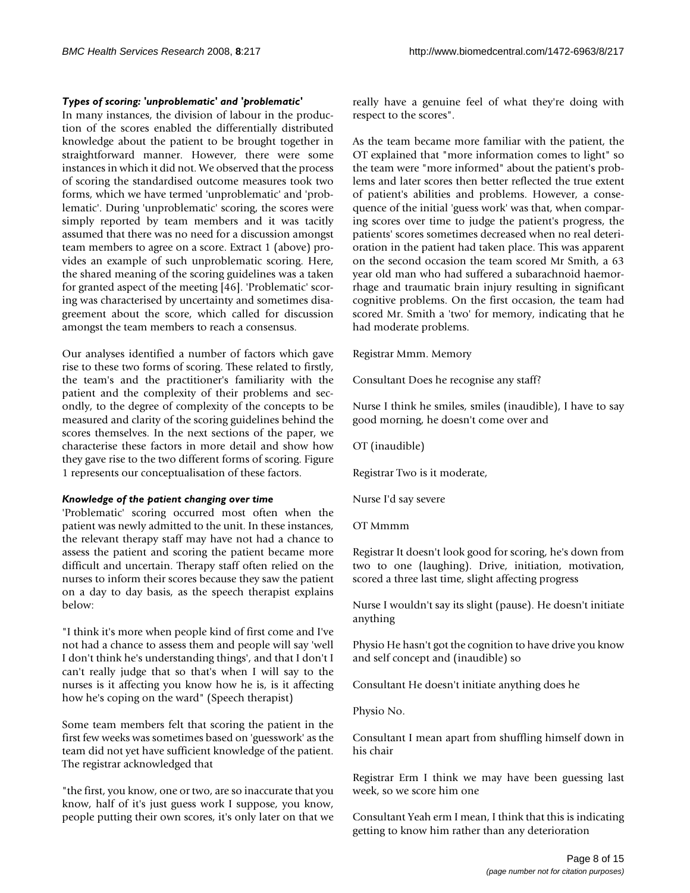### *Types of scoring: 'unproblematic' and 'problematic'*

In many instances, the division of labour in the production of the scores enabled the differentially distributed knowledge about the patient to be brought together in straightforward manner. However, there were some instances in which it did not. We observed that the process of scoring the standardised outcome measures took two forms, which we have termed 'unproblematic' and 'problematic'. During 'unproblematic' scoring, the scores were simply reported by team members and it was tacitly assumed that there was no need for a discussion amongst team members to agree on a score. Extract 1 (above) provides an example of such unproblematic scoring. Here, the shared meaning of the scoring guidelines was a taken for granted aspect of the meeting [46]. 'Problematic' scoring was characterised by uncertainty and sometimes disagreement about the score, which called for discussion amongst the team members to reach a consensus.

Our analyses identified a number of factors which gave rise to these two forms of scoring. These related to firstly, the team's and the practitioner's familiarity with the patient and the complexity of their problems and secondly, to the degree of complexity of the concepts to be measured and clarity of the scoring guidelines behind the scores themselves. In the next sections of the paper, we characterise these factors in more detail and show how they gave rise to the two different forms of scoring. Figure 1 represents our conceptualisation of these factors.

### *Knowledge of the patient changing over time*

'Problematic' scoring occurred most often when the patient was newly admitted to the unit. In these instances, the relevant therapy staff may have not had a chance to assess the patient and scoring the patient became more difficult and uncertain. Therapy staff often relied on the nurses to inform their scores because they saw the patient on a day to day basis, as the speech therapist explains below:

"I think it's more when people kind of first come and I've not had a chance to assess them and people will say 'well I don't think he's understanding things', and that I don't I can't really judge that so that's when I will say to the nurses is it affecting you know how he is, is it affecting how he's coping on the ward" (Speech therapist)

Some team members felt that scoring the patient in the first few weeks was sometimes based on 'guesswork' as the team did not yet have sufficient knowledge of the patient. The registrar acknowledged that

"the first, you know, one or two, are so inaccurate that you know, half of it's just guess work I suppose, you know, people putting their own scores, it's only later on that we really have a genuine feel of what they're doing with respect to the scores".

As the team became more familiar with the patient, the OT explained that "more information comes to light" so the team were "more informed" about the patient's problems and later scores then better reflected the true extent of patient's abilities and problems. However, a consequence of the initial 'guess work' was that, when comparing scores over time to judge the patient's progress, the patients' scores sometimes decreased when no real deterioration in the patient had taken place. This was apparent on the second occasion the team scored Mr Smith, a 63 year old man who had suffered a subarachnoid haemorrhage and traumatic brain injury resulting in significant cognitive problems. On the first occasion, the team had scored Mr. Smith a 'two' for memory, indicating that he had moderate problems.

Registrar Mmm. Memory

Consultant Does he recognise any staff?

Nurse I think he smiles, smiles (inaudible), I have to say good morning, he doesn't come over and

OT (inaudible)

Registrar Two is it moderate,

Nurse I'd say severe

OT Mmmm

Registrar It doesn't look good for scoring, he's down from two to one (laughing). Drive, initiation, motivation, scored a three last time, slight affecting progress

Nurse I wouldn't say its slight (pause). He doesn't initiate anything

Physio He hasn't got the cognition to have drive you know and self concept and (inaudible) so

Consultant He doesn't initiate anything does he

Physio No.

Consultant I mean apart from shuffling himself down in his chair

Registrar Erm I think we may have been guessing last week, so we score him one

Consultant Yeah erm I mean, I think that this is indicating getting to know him rather than any deterioration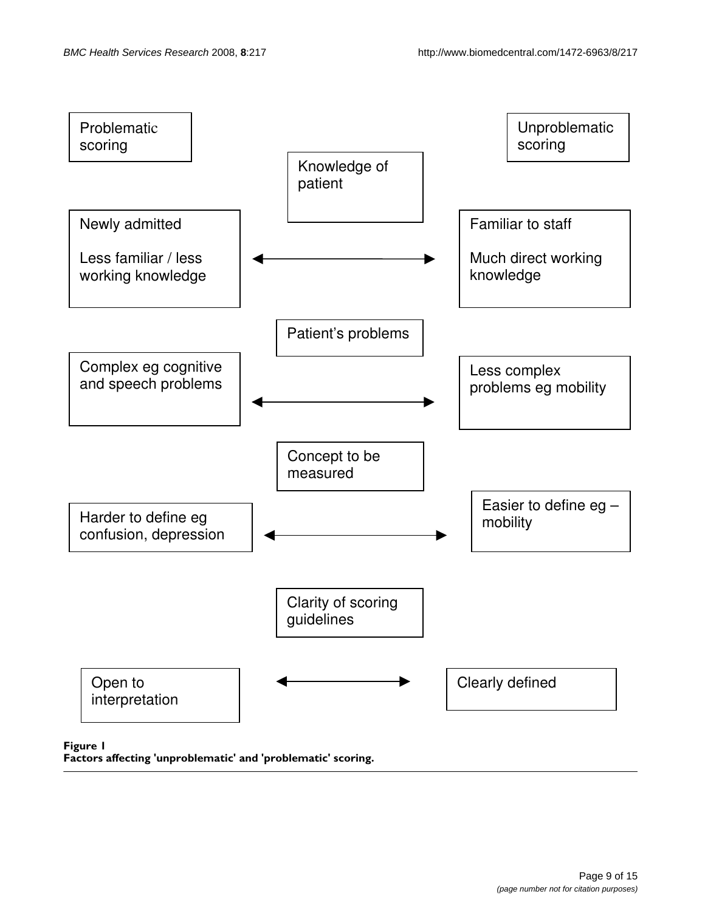| Problematic scoring | | Unproblematic scoring |
|---|---|---|
| | **Knowledge of patient** | |
| Newly admitted<br><br>Less familiar / less working knowledge | ◄──────► | Familiar to staff<br><br>Much direct working knowledge |
| | **Patient's problems** | |
| Complex eg cognitive and speech problems | ◄──────► | Less complex problems eg mobility |
| | **Concept to be measured** | |
| Harder to define eg confusion, depression | ◄──────► | Easier to define eg – mobility |
| | **Clarity of scoring guidelines** | |
| Open to interpretation | ◄──────► | Clearly defined |

**Figure 1**
**Factors affecting 'unproblematic' and 'problematic' scoring.**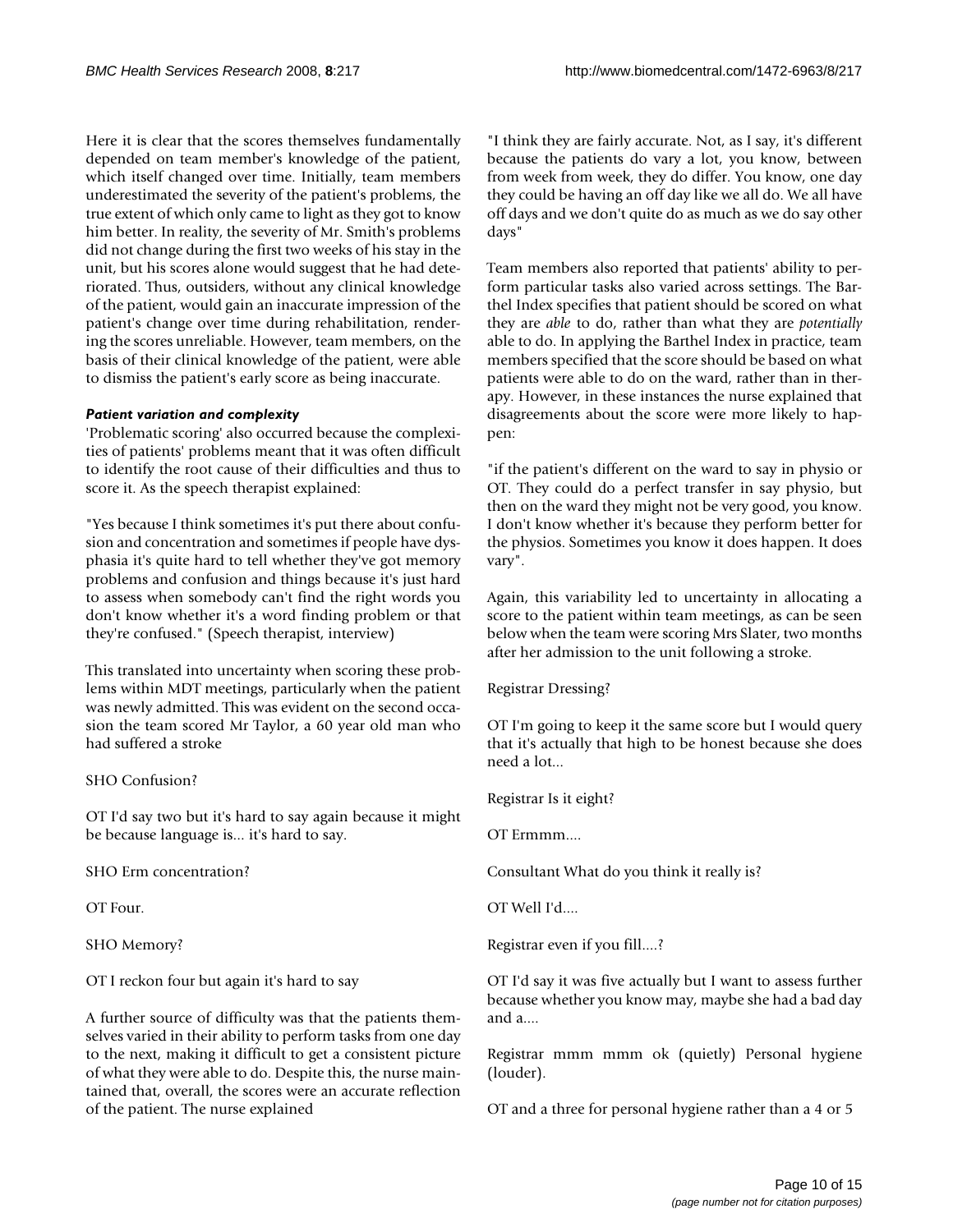Here it is clear that the scores themselves fundamentally depended on team member's knowledge of the patient, which itself changed over time. Initially, team members underestimated the severity of the patient's problems, the true extent of which only came to light as they got to know him better. In reality, the severity of Mr. Smith's problems did not change during the first two weeks of his stay in the unit, but his scores alone would suggest that he had deteriorated. Thus, outsiders, without any clinical knowledge of the patient, would gain an inaccurate impression of the patient's change over time during rehabilitation, rendering the scores unreliable. However, team members, on the basis of their clinical knowledge of the patient, were able to dismiss the patient's early score as being inaccurate.

#### *Patient variation and complexity*

'Problematic scoring' also occurred because the complexities of patients' problems meant that it was often difficult to identify the root cause of their difficulties and thus to score it. As the speech therapist explained:

"Yes because I think sometimes it's put there about confusion and concentration and sometimes if people have dysphasia it's quite hard to tell whether they've got memory problems and confusion and things because it's just hard to assess when somebody can't find the right words you don't know whether it's a word finding problem or that they're confused." (Speech therapist, interview)

This translated into uncertainty when scoring these problems within MDT meetings, particularly when the patient was newly admitted. This was evident on the second occasion the team scored Mr Taylor, a 60 year old man who had suffered a stroke

SHO Confusion?

OT I'd say two but it's hard to say again because it might be because language is... it's hard to say.

SHO Erm concentration?

OT Four.

SHO Memory?

OT I reckon four but again it's hard to say

A further source of difficulty was that the patients themselves varied in their ability to perform tasks from one day to the next, making it difficult to get a consistent picture of what they were able to do. Despite this, the nurse maintained that, overall, the scores were an accurate reflection of the patient. The nurse explained

"I think they are fairly accurate. Not, as I say, it's different because the patients do vary a lot, you know, between from week from week, they do differ. You know, one day they could be having an off day like we all do. We all have off days and we don't quite do as much as we do say other days"

Team members also reported that patients' ability to perform particular tasks also varied across settings. The Barthel Index specifies that patient should be scored on what they are *able* to do, rather than what they are *potentially* able to do. In applying the Barthel Index in practice, team members specified that the score should be based on what patients were able to do on the ward, rather than in therapy. However, in these instances the nurse explained that disagreements about the score were more likely to happen:

"if the patient's different on the ward to say in physio or OT. They could do a perfect transfer in say physio, but then on the ward they might not be very good, you know. I don't know whether it's because they perform better for the physios. Sometimes you know it does happen. It does vary".

Again, this variability led to uncertainty in allocating a score to the patient within team meetings, as can be seen below when the team were scoring Mrs Slater, two months after her admission to the unit following a stroke.

Registrar Dressing?

OT I'm going to keep it the same score but I would query that it's actually that high to be honest because she does need a lot...

Registrar Is it eight?

OT Ermmm....

Consultant What do you think it really is?

OT Well I'd....

Registrar even if you fill....?

OT I'd say it was five actually but I want to assess further because whether you know may, maybe she had a bad day and a....

Registrar mmm mmm ok (quietly) Personal hygiene (louder).

OT and a three for personal hygiene rather than a 4 or 5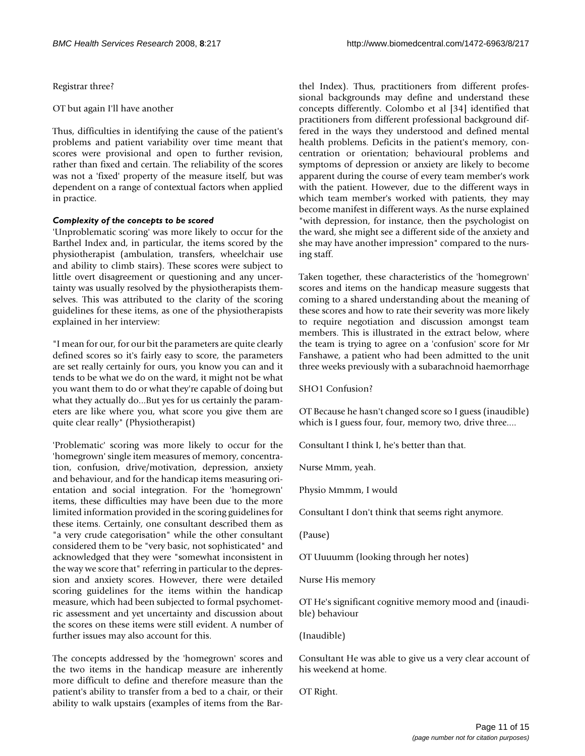Registrar three?

OT but again I'll have another

Thus, difficulties in identifying the cause of the patient's problems and patient variability over time meant that scores were provisional and open to further revision, rather than fixed and certain. The reliability of the scores was not a 'fixed' property of the measure itself, but was dependent on a range of contextual factors when applied in practice.

#### *Complexity of the concepts to be scored*

'Unproblematic scoring' was more likely to occur for the Barthel Index and, in particular, the items scored by the physiotherapist (ambulation, transfers, wheelchair use and ability to climb stairs). These scores were subject to little overt disagreement or questioning and any uncertainty was usually resolved by the physiotherapists themselves. This was attributed to the clarity of the scoring guidelines for these items, as one of the physiotherapists explained in her interview:

"I mean for our, for our bit the parameters are quite clearly defined scores so it's fairly easy to score, the parameters are set really certainly for ours, you know you can and it tends to be what we do on the ward, it might not be what you want them to do or what they're capable of doing but what they actually do...But yes for us certainly the parameters are like where you, what score you give them are quite clear really" (Physiotherapist)

'Problematic' scoring was more likely to occur for the 'homegrown' single item measures of memory, concentration, confusion, drive/motivation, depression, anxiety and behaviour, and for the handicap items measuring orientation and social integration. For the 'homegrown' items, these difficulties may have been due to the more limited information provided in the scoring guidelines for these items. Certainly, one consultant described them as "a very crude categorisation" while the other consultant considered them to be "very basic, not sophisticated" and acknowledged that they were "somewhat inconsistent in the way we score that" referring in particular to the depression and anxiety scores. However, there were detailed scoring guidelines for the items within the handicap measure, which had been subjected to formal psychometric assessment and yet uncertainty and discussion about the scores on these items were still evident. A number of further issues may also account for this.

The concepts addressed by the 'homegrown' scores and the two items in the handicap measure are inherently more difficult to define and therefore measure than the patient's ability to transfer from a bed to a chair, or their ability to walk upstairs (examples of items from the Barthel Index). Thus, practitioners from different professional backgrounds may define and understand these concepts differently. Colombo et al [34] identified that practitioners from different professional background differed in the ways they understood and defined mental health problems. Deficits in the patient's memory, concentration or orientation; behavioural problems and symptoms of depression or anxiety are likely to become apparent during the course of every team member's work with the patient. However, due to the different ways in which team member's worked with patients, they may become manifest in different ways. As the nurse explained "with depression, for instance, then the psychologist on the ward, she might see a different side of the anxiety and she may have another impression" compared to the nursing staff.

Taken together, these characteristics of the 'homegrown' scores and items on the handicap measure suggests that coming to a shared understanding about the meaning of these scores and how to rate their severity was more likely to require negotiation and discussion amongst team members. This is illustrated in the extract below, where the team is trying to agree on a 'confusion' score for Mr Fanshawe, a patient who had been admitted to the unit three weeks previously with a subarachnoid haemorrhage

SHO1 Confusion?

OT Because he hasn't changed score so I guess (inaudible) which is I guess four, four, memory two, drive three....

Consultant I think I, he's better than that.

Nurse Mmm, yeah.

Physio Mmmm, I would

Consultant I don't think that seems right anymore.

(Pause)

OT Uuuumm (looking through her notes)

Nurse His memory

OT He's significant cognitive memory mood and (inaudible) behaviour

(Inaudible)

Consultant He was able to give us a very clear account of his weekend at home.

OT Right.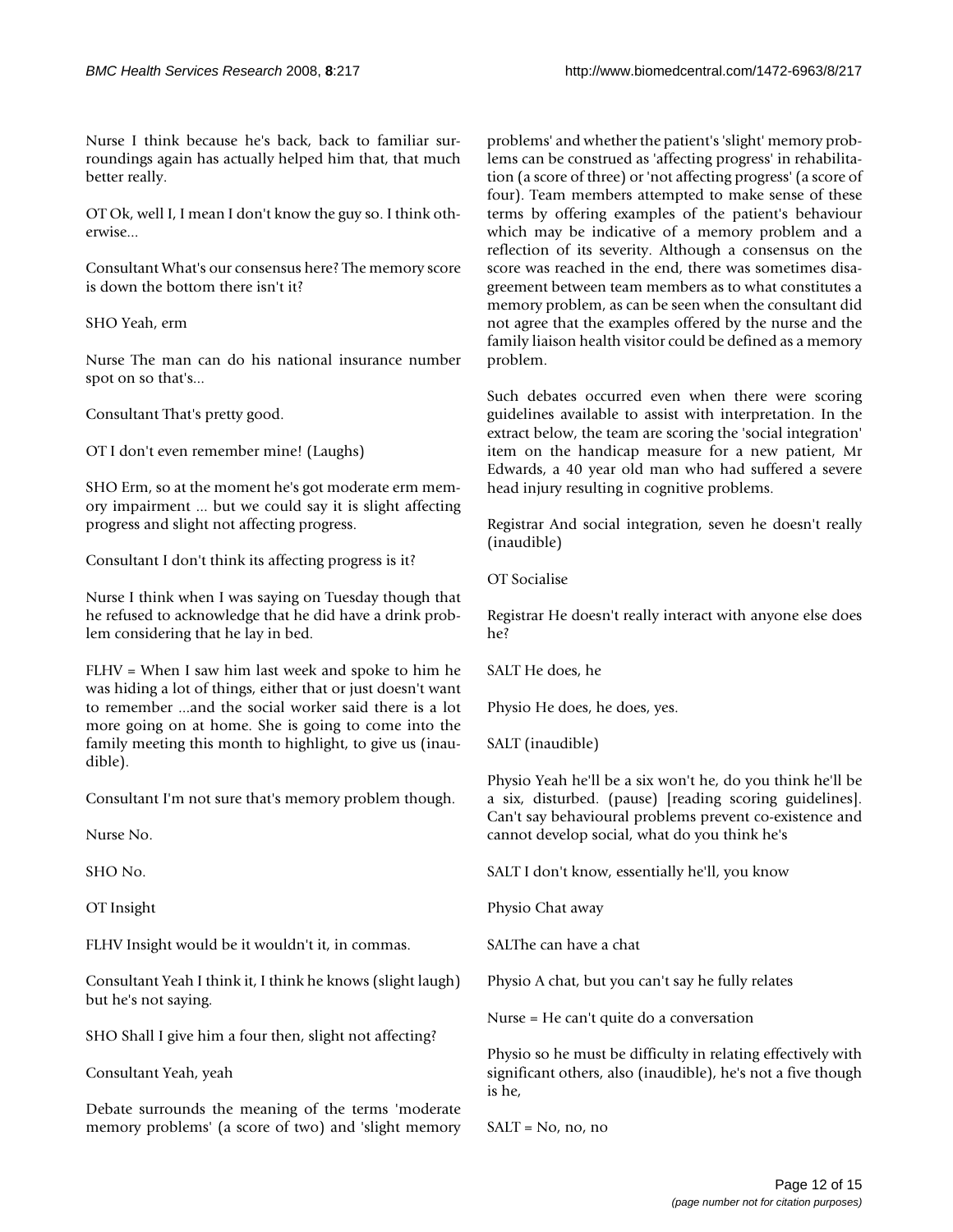Nurse I think because he's back, back to familiar surroundings again has actually helped him that, that much better really.

OT Ok, well I, I mean I don't know the guy so. I think otherwise...

Consultant What's our consensus here? The memory score is down the bottom there isn't it?

SHO Yeah, erm

Nurse The man can do his national insurance number spot on so that's...

Consultant That's pretty good.

OT I don't even remember mine! (Laughs)

SHO Erm, so at the moment he's got moderate erm memory impairment ... but we could say it is slight affecting progress and slight not affecting progress.

Consultant I don't think its affecting progress is it?

Nurse I think when I was saying on Tuesday though that he refused to acknowledge that he did have a drink problem considering that he lay in bed.

FLHV = When I saw him last week and spoke to him he was hiding a lot of things, either that or just doesn't want to remember ...and the social worker said there is a lot more going on at home. She is going to come into the family meeting this month to highlight, to give us (inaudible).

Consultant I'm not sure that's memory problem though.

Nurse No.

SHO No.

OT Insight

FLHV Insight would be it wouldn't it, in commas.

Consultant Yeah I think it, I think he knows (slight laugh) but he's not saying.

SHO Shall I give him a four then, slight not affecting?

Consultant Yeah, yeah

Debate surrounds the meaning of the terms 'moderate memory problems' (a score of two) and 'slight memory problems' and whether the patient's 'slight' memory problems can be construed as 'affecting progress' in rehabilitation (a score of three) or 'not affecting progress' (a score of four). Team members attempted to make sense of these terms by offering examples of the patient's behaviour which may be indicative of a memory problem and a reflection of its severity. Although a consensus on the score was reached in the end, there was sometimes disagreement between team members as to what constitutes a memory problem, as can be seen when the consultant did not agree that the examples offered by the nurse and the family liaison health visitor could be defined as a memory problem.

Such debates occurred even when there were scoring guidelines available to assist with interpretation. In the extract below, the team are scoring the 'social integration' item on the handicap measure for a new patient, Mr Edwards, a 40 year old man who had suffered a severe head injury resulting in cognitive problems.

Registrar And social integration, seven he doesn't really (inaudible)

OT Socialise

Registrar He doesn't really interact with anyone else does he?

SALT He does, he

Physio He does, he does, yes.

SALT (inaudible)

Physio Yeah he'll be a six won't he, do you think he'll be a six, disturbed. (pause) [reading scoring guidelines]. Can't say behavioural problems prevent co-existence and cannot develop social, what do you think he's

SALT I don't know, essentially he'll, you know

Physio Chat away

SALThe can have a chat

Physio A chat, but you can't say he fully relates

Nurse = He can't quite do a conversation

Physio so he must be difficulty in relating effectively with significant others, also (inaudible), he's not a five though is he,

SALT = No, no, no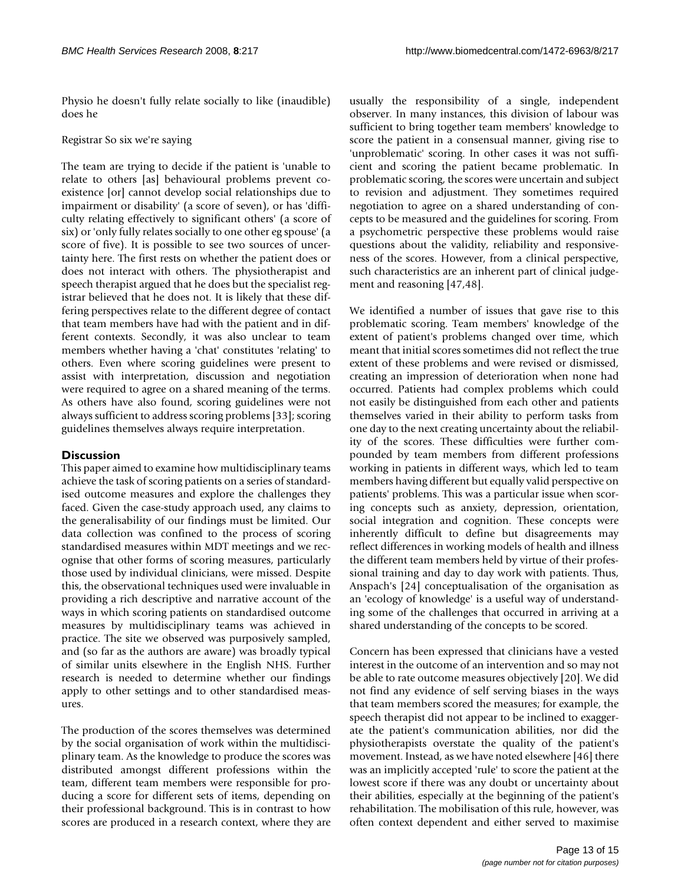Physio he doesn't fully relate socially to like (inaudible) does he

Registrar So six we're saying

The team are trying to decide if the patient is 'unable to relate to others [as] behavioural problems prevent co-existence [or] cannot develop social relationships due to impairment or disability' (a score of seven), or has 'difficulty relating effectively to significant others' (a score of six) or 'only fully relates socially to one other eg spouse' (a score of five). It is possible to see two sources of uncertainty here. The first rests on whether the patient does or does not interact with others. The physiotherapist and speech therapist argued that he does but the specialist registrar believed that he does not. It is likely that these differing perspectives relate to the different degree of contact that team members have had with the patient and in different contexts. Secondly, it was also unclear to team members whether having a 'chat' constitutes 'relating' to others. Even where scoring guidelines were present to assist with interpretation, discussion and negotiation were required to agree on a shared meaning of the terms. As others have also found, scoring guidelines were not always sufficient to address scoring problems [33]; scoring guidelines themselves always require interpretation.

## Discussion

This paper aimed to examine how multidisciplinary teams achieve the task of scoring patients on a series of standardised outcome measures and explore the challenges they faced. Given the case-study approach used, any claims to the generalisability of our findings must be limited. Our data collection was confined to the process of scoring standardised measures within MDT meetings and we recognise that other forms of scoring measures, particularly those used by individual clinicians, were missed. Despite this, the observational techniques used were invaluable in providing a rich descriptive and narrative account of the ways in which scoring patients on standardised outcome measures by multidisciplinary teams was achieved in practice. The site we observed was purposively sampled, and (so far as the authors are aware) was broadly typical of similar units elsewhere in the English NHS. Further research is needed to determine whether our findings apply to other settings and to other standardised measures.

The production of the scores themselves was determined by the social organisation of work within the multidisciplinary team. As the knowledge to produce the scores was distributed amongst different professions within the team, different team members were responsible for producing a score for different sets of items, depending on their professional background. This is in contrast to how scores are produced in a research context, where they are usually the responsibility of a single, independent observer. In many instances, this division of labour was sufficient to bring together team members' knowledge to score the patient in a consensual manner, giving rise to 'unproblematic' scoring. In other cases it was not sufficient and scoring the patient became problematic. In problematic scoring, the scores were uncertain and subject to revision and adjustment. They sometimes required negotiation to agree on a shared understanding of concepts to be measured and the guidelines for scoring. From a psychometric perspective these problems would raise questions about the validity, reliability and responsiveness of the scores. However, from a clinical perspective, such characteristics are an inherent part of clinical judgement and reasoning [47,48].

We identified a number of issues that gave rise to this problematic scoring. Team members' knowledge of the extent of patient's problems changed over time, which meant that initial scores sometimes did not reflect the true extent of these problems and were revised or dismissed, creating an impression of deterioration when none had occurred. Patients had complex problems which could not easily be distinguished from each other and patients themselves varied in their ability to perform tasks from one day to the next creating uncertainty about the reliability of the scores. These difficulties were further compounded by team members from different professions working in patients in different ways, which led to team members having different but equally valid perspective on patients' problems. This was a particular issue when scoring concepts such as anxiety, depression, orientation, social integration and cognition. These concepts were inherently difficult to define but disagreements may reflect differences in working models of health and illness the different team members held by virtue of their professional training and day to day work with patients. Thus, Anspach's [24] conceptualisation of the organisation as an 'ecology of knowledge' is a useful way of understanding some of the challenges that occurred in arriving at a shared understanding of the concepts to be scored.

Concern has been expressed that clinicians have a vested interest in the outcome of an intervention and so may not be able to rate outcome measures objectively [20]. We did not find any evidence of self serving biases in the ways that team members scored the measures; for example, the speech therapist did not appear to be inclined to exaggerate the patient's communication abilities, nor did the physiotherapists overstate the quality of the patient's movement. Instead, as we have noted elsewhere [46] there was an implicitly accepted 'rule' to score the patient at the lowest score if there was any doubt or uncertainty about their abilities, especially at the beginning of the patient's rehabilitation. The mobilisation of this rule, however, was often context dependent and either served to maximise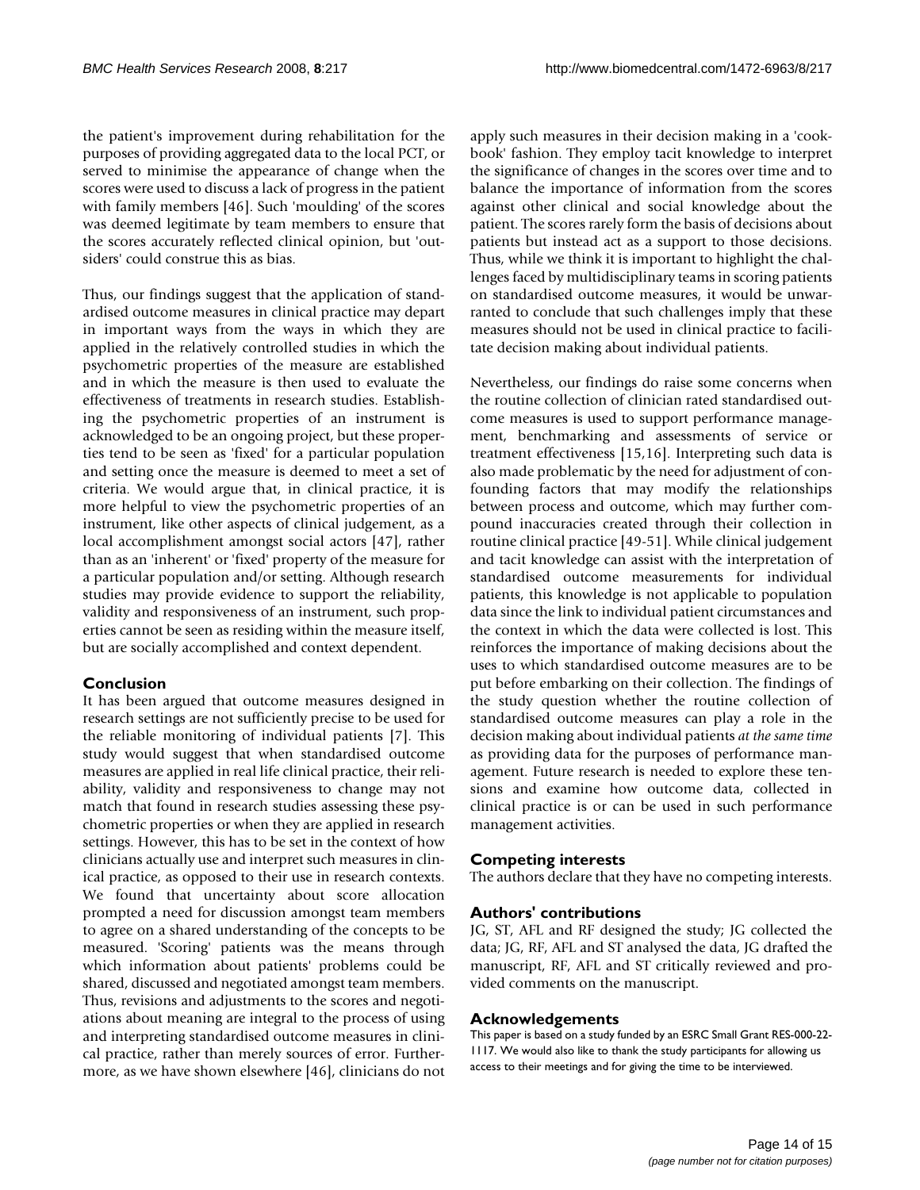the patient's improvement during rehabilitation for the purposes of providing aggregated data to the local PCT, or served to minimise the appearance of change when the scores were used to discuss a lack of progress in the patient with family members [46]. Such 'moulding' of the scores was deemed legitimate by team members to ensure that the scores accurately reflected clinical opinion, but 'outsiders' could construe this as bias.

Thus, our findings suggest that the application of standardised outcome measures in clinical practice may depart in important ways from the ways in which they are applied in the relatively controlled studies in which the psychometric properties of the measure are established and in which the measure is then used to evaluate the effectiveness of treatments in research studies. Establishing the psychometric properties of an instrument is acknowledged to be an ongoing project, but these properties tend to be seen as 'fixed' for a particular population and setting once the measure is deemed to meet a set of criteria. We would argue that, in clinical practice, it is more helpful to view the psychometric properties of an instrument, like other aspects of clinical judgement, as a local accomplishment amongst social actors [47], rather than as an 'inherent' or 'fixed' property of the measure for a particular population and/or setting. Although research studies may provide evidence to support the reliability, validity and responsiveness of an instrument, such properties cannot be seen as residing within the measure itself, but are socially accomplished and context dependent.

## Conclusion

It has been argued that outcome measures designed in research settings are not sufficiently precise to be used for the reliable monitoring of individual patients [7]. This study would suggest that when standardised outcome measures are applied in real life clinical practice, their reliability, validity and responsiveness to change may not match that found in research studies assessing these psychometric properties or when they are applied in research settings. However, this has to be set in the context of how clinicians actually use and interpret such measures in clinical practice, as opposed to their use in research contexts. We found that uncertainty about score allocation prompted a need for discussion amongst team members to agree on a shared understanding of the concepts to be measured. 'Scoring' patients was the means through which information about patients' problems could be shared, discussed and negotiated amongst team members. Thus, revisions and adjustments to the scores and negotiations about meaning are integral to the process of using and interpreting standardised outcome measures in clinical practice, rather than merely sources of error. Furthermore, as we have shown elsewhere [46], clinicians do not apply such measures in their decision making in a 'cookbook' fashion. They employ tacit knowledge to interpret the significance of changes in the scores over time and to balance the importance of information from the scores against other clinical and social knowledge about the patient. The scores rarely form the basis of decisions about patients but instead act as a support to those decisions. Thus, while we think it is important to highlight the challenges faced by multidisciplinary teams in scoring patients on standardised outcome measures, it would be unwarranted to conclude that such challenges imply that these measures should not be used in clinical practice to facilitate decision making about individual patients.

Nevertheless, our findings do raise some concerns when the routine collection of clinician rated standardised outcome measures is used to support performance management, benchmarking and assessments of service or treatment effectiveness [15,16]. Interpreting such data is also made problematic by the need for adjustment of confounding factors that may modify the relationships between process and outcome, which may further compound inaccuracies created through their collection in routine clinical practice [49-51]. While clinical judgement and tacit knowledge can assist with the interpretation of standardised outcome measurements for individual patients, this knowledge is not applicable to population data since the link to individual patient circumstances and the context in which the data were collected is lost. This reinforces the importance of making decisions about the uses to which standardised outcome measures are to be put before embarking on their collection. The findings of the study question whether the routine collection of standardised outcome measures can play a role in the decision making about individual patients *at the same time* as providing data for the purposes of performance management. Future research is needed to explore these tensions and examine how outcome data, collected in clinical practice is or can be used in such performance management activities.

## Competing interests

The authors declare that they have no competing interests.

## Authors' contributions

JG, ST, AFL and RF designed the study; JG collected the data; JG, RF, AFL and ST analysed the data, JG drafted the manuscript, RF, AFL and ST critically reviewed and provided comments on the manuscript.

## Acknowledgements

This paper is based on a study funded by an ESRC Small Grant RES-000-22-1117. We would also like to thank the study participants for allowing us access to their meetings and for giving the time to be interviewed.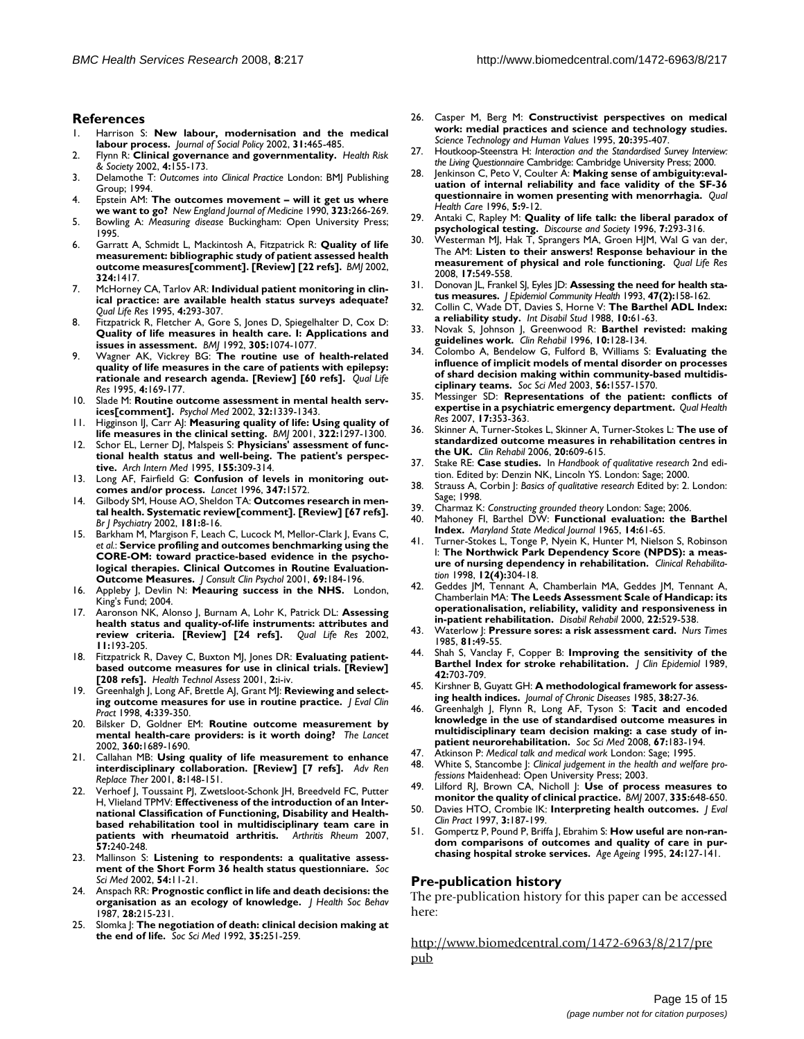## References

1. Harrison S: **New labour, modernisation and the medical labour process.** *Journal of Social Policy* 2002, **31:**465-485.
2. Flynn R: **Clinical governance and governmentality.** *Health Risk & Society* 2002, **4:**155-173.
3. Delamothe T: *Outcomes into Clinical Practice* London: BMJ Publishing Group; 1994.
4. Epstein AM: **The outcomes movement – will it get us where we want to go?** *New England Journal of Medicine* 1990, **323:**266-269.
5. Bowling A: *Measuring disease* Buckingham: Open University Press; 1995.
6. Garratt A, Schmidt L, Mackintosh A, Fitzpatrick R: **Quality of life measurement: bibliographic study of patient assessed health outcome measures[comment]. [Review] [22 refs].** *BMJ* 2002, **324:**1417.
7. McHorney CA, Tarlov AR: **Individual patient monitoring in clinical practice: are available health status surveys adequate?** *Qual Life Res* 1995, **4:**293-307.
8. Fitzpatrick R, Fletcher A, Gore S, Jones D, Spiegelhalter D, Cox D: **Quality of life measures in health care. I: Applications and issues in assessment.** *BMJ* 1992, **305:**1074-1077.
9. Wagner AK, Vickrey BG: **The routine use of health-related quality of life measures in the care of patients with epilepsy: rationale and research agenda. [Review] [60 refs].** *Qual Life Res* 1995, **4:**169-177.
10. Slade M: **Routine outcome assessment in mental health services[comment].** *Psychol Med* 2002, **32:**1339-1343.
11. Higginson IJ, Carr AJ: **Measuring quality of life: Using quality of life measures in the clinical setting.** *BMJ* 2001, **322:**1297-1300.
12. Schor EL, Lerner DJ, Malspeis S: **Physicians' assessment of functional health status and well-being. The patient's perspective.** *Arch Intern Med* 1995, **155:**309-314.
13. Long AF, Fairfield G: **Confusion of levels in monitoring outcomes and/or process.** *Lancet* 1996, **347:**1572.
14. Gilbody SM, House AO, Sheldon TA: **Outcomes research in mental health. Systematic review[comment]. [Review] [67 refs].** *Br J Psychiatry* 2002, **181:**8-16.
15. Barkham M, Margison F, Leach C, Lucock M, Mellor-Clark J, Evans C, *et al.*: **Service profiling and outcomes benchmarking using the CORE-OM: toward practice-based evidence in the psychological therapies. Clinical Outcomes in Routine Evaluation-Outcome Measures.** *J Consult Clin Psychol* 2001, **69:**184-196.
16. Appleby J, Devlin N: **Meauring success in the NHS.** London, King's Fund; 2004.
17. Aaronson NK, Alonso J, Burnam A, Lohr K, Patrick DL: **Assessing health status and quality-of-life instruments: attributes and review criteria. [Review] [24 refs].** *Qual Life Res* 2002, **11:**193-205.
18. Fitzpatrick R, Davey C, Buxton MJ, Jones DR: **Evaluating patient-based outcome measures for use in clinical trials. [Review] [208 refs].** *Health Technol Assess* 2001, **2:**i-iv.
19. Greenhalgh J, Long AF, Brettle AJ, Grant MJ: **Reviewing and selecting outcome measures for use in routine practice.** *J Eval Clin Pract* 1998, **4:**339-350.
20. Bilsker D, Goldner EM: **Routine outcome measurement by mental health-care providers: is it worth doing?** *The Lancet* 2002, **360:**1689-1690.
21. Callahan MB: **Using quality of life measurement to enhance interdisciplinary collaboration. [Review] [7 refs].** *Adv Ren Replace Ther* 2001, **8:**148-151.
22. Verhoef J, Toussaint PJ, Zwetsloot-Schonk JH, Breedveld FC, Putter H, Vlieland TPMV: **Effectiveness of the introduction of an International Classification of Functioning, Disability and Health-based rehabilitation tool in multidisciplinary team care in patients with rheumatoid arthritis.** *Arthritis Rheum* 2007, **57:**240-248.
23. Mallinson S: **Listening to respondents: a qualitative assessment of the Short Form 36 health status questionniare.** *Soc Sci Med* 2002, **54:**11-21.
24. Anspach RR: **Prognostic conflict in life and death decisions: the organisation as an ecology of knowledge.** *J Health Soc Behav* 1987, **28:**215-231.
25. Slomka J: **The negotiation of death: clinical decision making at the end of life.** *Soc Sci Med* 1992, **35:**251-259.
26. Casper M, Berg M: **Constructivist perspectives on medical work: medial practices and science and technology studies.** *Science Technology and Human Values* 1995, **20:**395-407.
27. Houtkoop-Steenstra H: *Interaction and the Standardised Survey Interview: the Living Questionnaire* Cambridge: Cambridge University Press; 2000.
28. Jenkinson C, Peto V, Coulter A: **Making sense of ambiguity:evaluation of internal reliability and face validity of the SF-36 questionnaire in women presenting with menorrhagia.** *Qual Health Care* 1996, **5:**9-12.
29. Antaki C, Rapley M: **Quality of life talk: the liberal paradox of psychological testing.** *Discourse and Society* 1996, **7:**293-316.
30. Westerman MJ, Hak T, Sprangers MA, Groen HJM, Wal G van der, The AM: **Listen to their answers! Response behaviour in the measurement of physical and role functioning.** *Qual Life Res* 2008, **17:**549-558.
31. Donovan JL, Frankel SJ, Eyles JD: **Assessing the need for health status measures.** *J Epidemiol Community Health* 1993, **47(2):**158-162.
32. Collin C, Wade DT, Davies S, Horne V: **The Barthel ADL Index: a reliability study.** *Int Disabil Stud* 1988, **10:**61-63.
33. Novak S, Johnson J, Greenwood R: **Barthel revisted: making guidelines work.** *Clin Rehabil* 1996, **10:**128-134.
34. Colombo A, Bendelow G, Fulford B, Williams S: **Evaluating the influence of implicit models of mental disorder on processes of shard decision making within community-based multidisciplinary teams.** *Soc Sci Med* 2003, **56:**1557-1570.
35. Messinger SD: **Representations of the patient: conflicts of expertise in a psychiatric emergency department.** *Qual Health Res* 2007, **17:**353-363.
36. Skinner A, Turner-Stokes L, Skinner A, Turner-Stokes L: **The use of standardized outcome measures in rehabilitation centres in the UK.** *Clin Rehabil* 2006, **20:**609-615.
37. Stake RE: **Case studies.** In *Handbook of qualitative research* 2nd edition. Edited by: Denzin NK, Lincoln YS. London: Sage; 2000.
38. Strauss A, Corbin J: *Basics of qualitative research* Edited by: 2. London: Sage; 1998.
39. Charmaz K: *Constructing grounded theory* London: Sage; 2006.
40. Mahoney FI, Barthel DW: **Functional evaluation: the Barthel Index.** *Maryland State Medical Journal* 1965, **14:**61-65.
41. Turner-Stokes L, Tonge P, Nyein K, Hunter M, Nielson S, Robinson I: **The Northwick Park Dependency Score (NPDS): a measure of nursing dependency in rehabilitation.** *Clinical Rehabilitation* 1998, **12(4):**304-18.
42. Geddes JM, Tennant A, Chamberlain MA, Geddes JM, Tennant A, Chamberlain MA: **The Leeds Assessment Scale of Handicap: its operationalisation, reliability, validity and responsiveness in in-patient rehabilitation.** *Disabil Rehabil* 2000, **22:**529-538.
43. Waterlow J: **Pressure sores: a risk assessment card.** *Nurs Times* 1985, **81:**49-55.
44. Shah S, Vanclay F, Copper B: **Improving the sensitivity of the Barthel Index for stroke rehabilitation.** *J Clin Epidemiol* 1989, **42:**703-709.
45. Kirshner B, Guyatt GH: **A methodological framework for assessing health indices.** *Journal of Chronic Diseases* 1985, **38:**27-36.
46. Greenhalgh J, Flynn R, Long AF, Tyson S: **Tacit and encoded knowledge in the use of standardised outcome measures in multidisciplinary team decision making: a case study of in-patient neurorehabilitation.** *Soc Sci Med* 2008, **67:**183-194.
47. Atkinson P: *Medical talk and medical work* London: Sage; 1995.
48. White S, Stancombe J: *Clinical judgement in the health and welfare professions* Maidenhead: Open University Press; 2003.
49. Lilford RJ, Brown CA, Nicholl J: **Use of process measures to monitor the quality of clinical practice.** *BMJ* 2007, **335:**648-650.
50. Davies HTO, Crombie IK: **Interpreting health outcomes.** *J Eval Clin Pract* 1997, **3:**187-199.
51. Gompertz P, Pound P, Briffa J, Ebrahim S: **How useful are non-random comparisons of outcomes and quality of care in purchasing hospital stroke services.** *Age Ageing* 1995, **24:**127-141.

## Pre-publication history

The pre-publication history for this paper can be accessed here:

http://www.biomedcentral.com/1472-6963/8/217/prepub